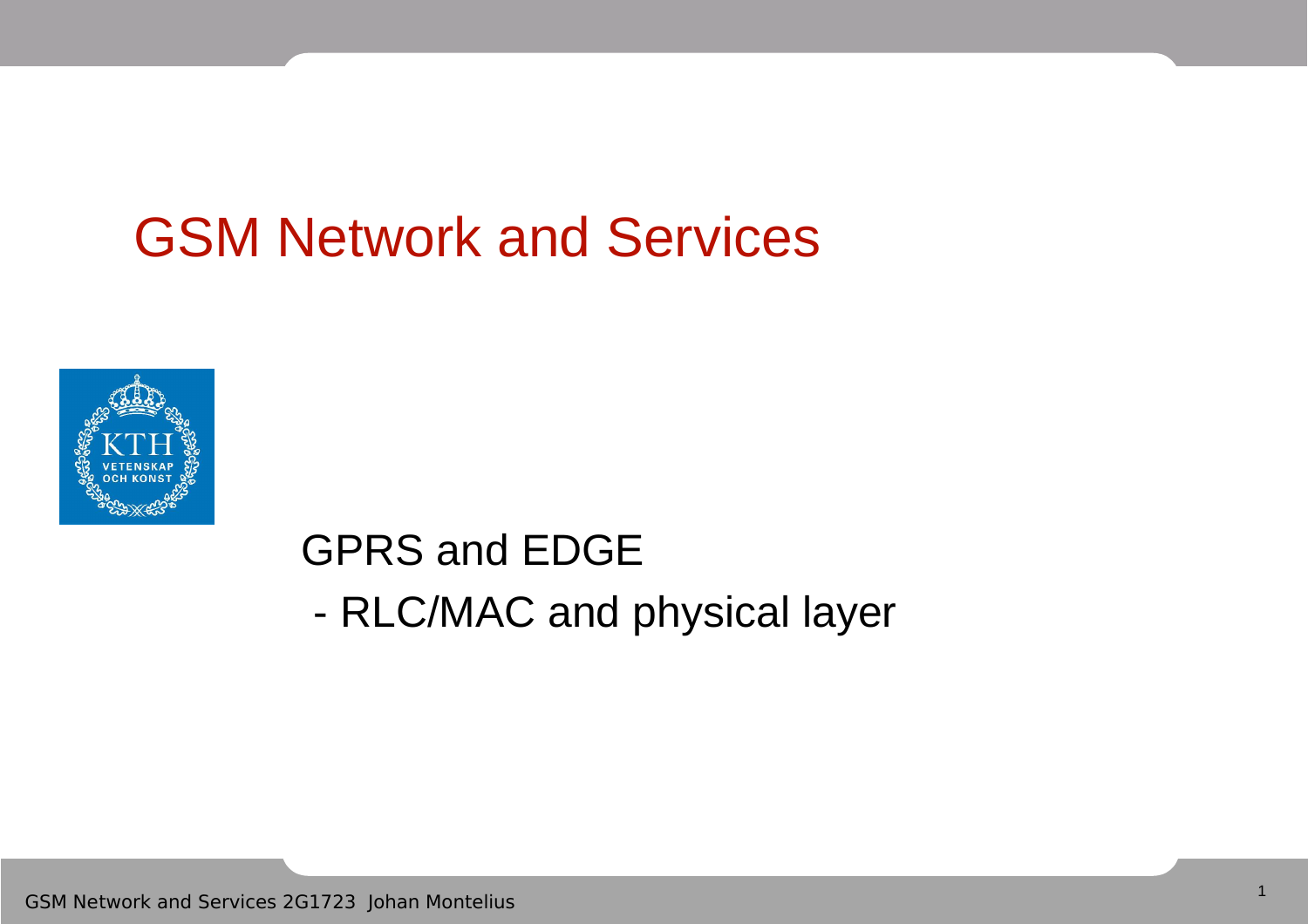# GSM Network and Services

GPRS and EDGE

- RLC/MAC and physical layer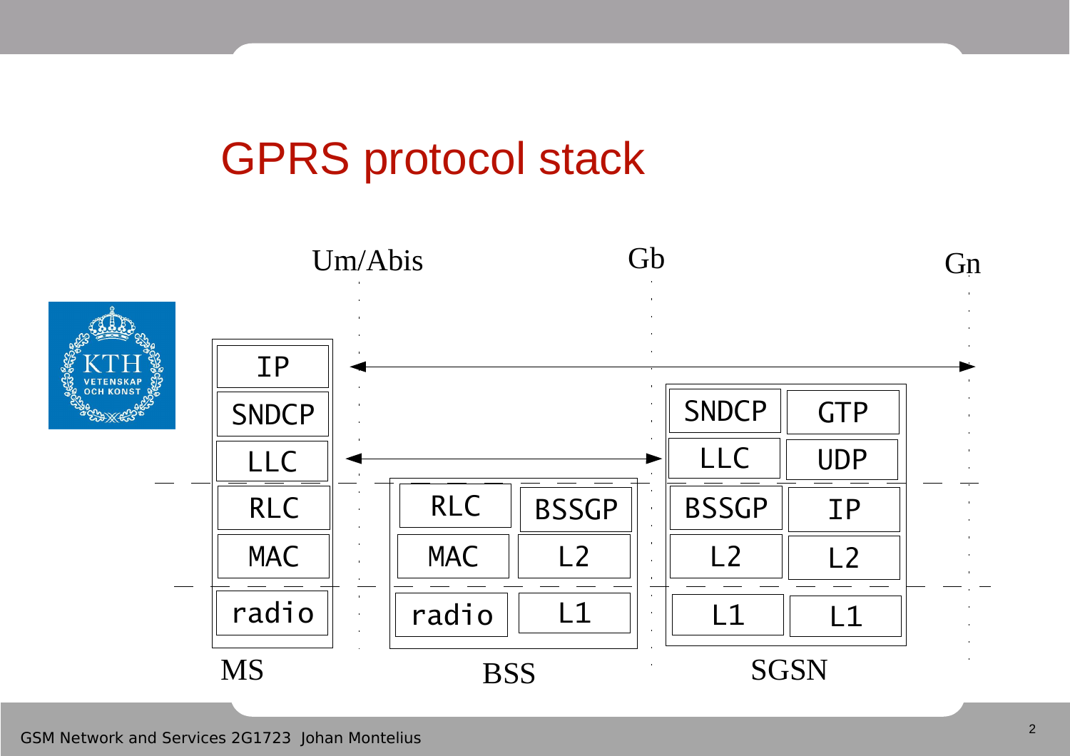# GPRS protocol stack

| MS | BSS | | SGSN | |
|---|---|---|---|---|
| IP | | | | |
| SNDCP | | | SNDCP | GTP |
| LLC | | | LLC | UDP |
| RLC | RLC | BSSGP | BSSGP | IP |
| MAC | MAC | L2 | L2 | L2 |
| radio | radio | L1 | L1 | L1 |

Interfaces: Um/Abis (between MS and BSS), Gb (between BSS and SGSN), Gn (beyond SGSN)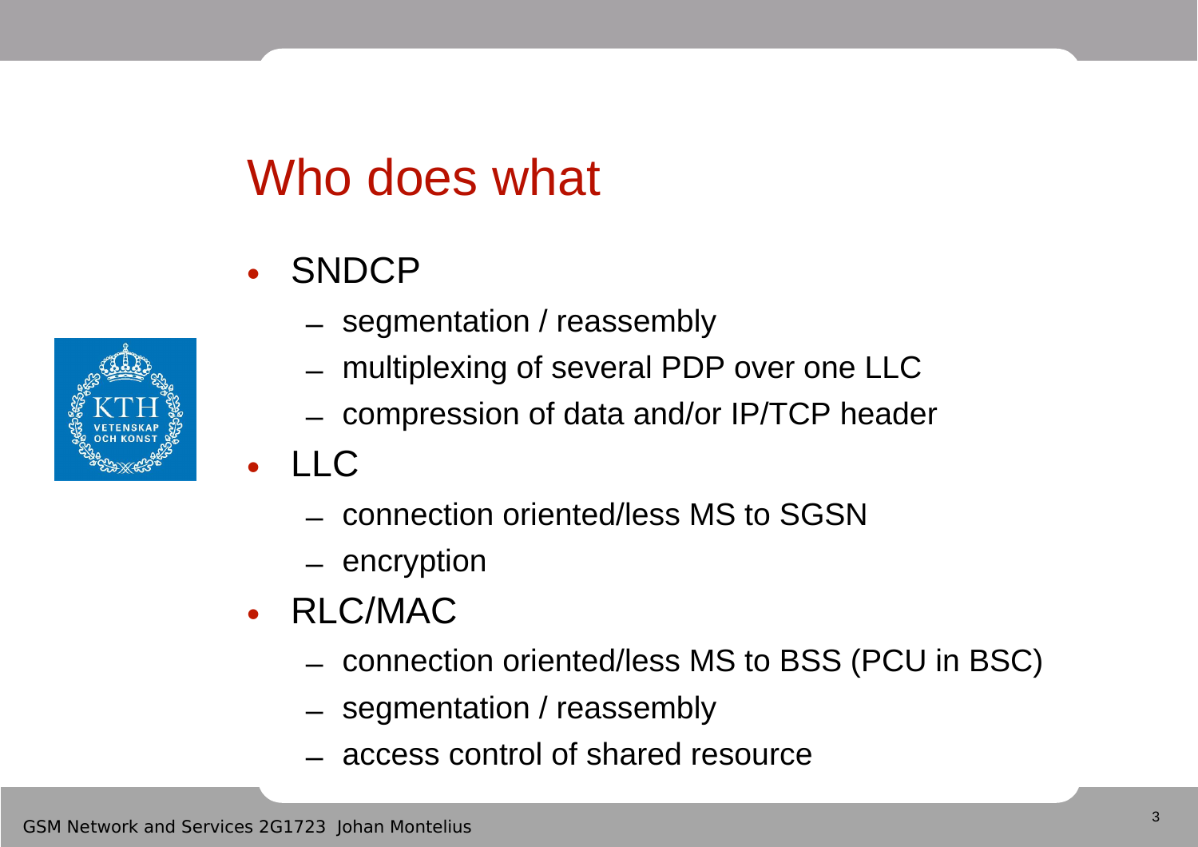# Who does what

- SNDCP
  - segmentation / reassembly
  - multiplexing of several PDP over one LLC
  - compression of data and/or IP/TCP header
- LLC
  - connection oriented/less MS to SGSN
  - encryption
- RLC/MAC
  - connection oriented/less MS to BSS (PCU in BSC)
  - segmentation / reassembly
  - access control of shared resource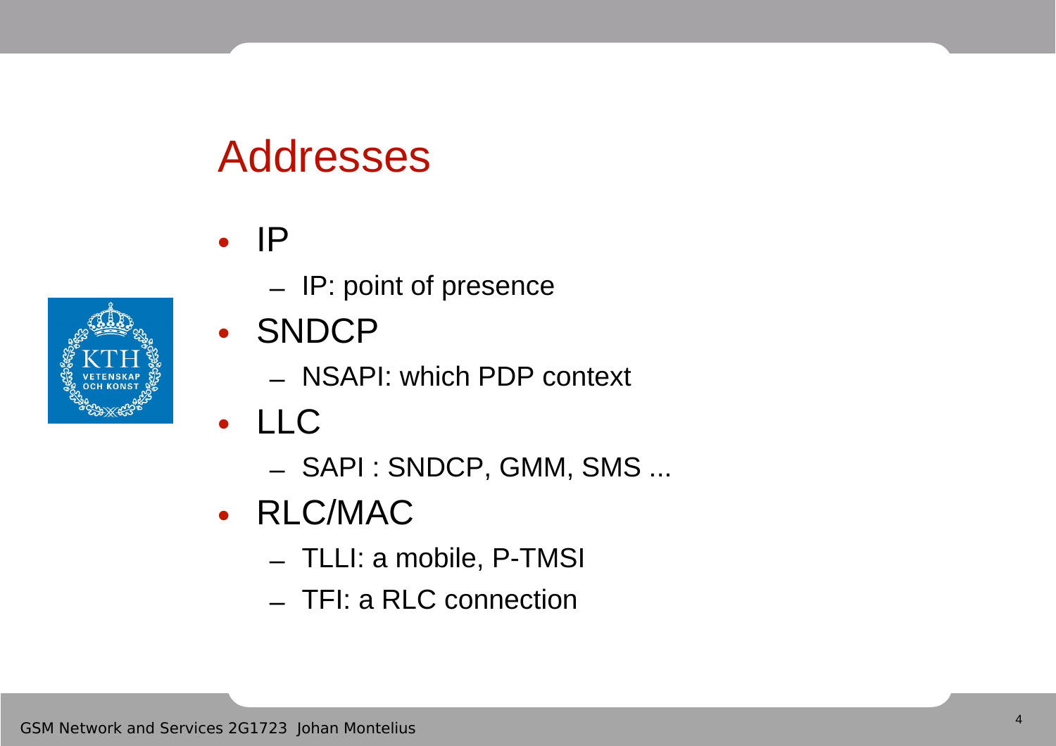# Addresses

- IP
  - IP: point of presence
- SNDCP
  - NSAPI: which PDP context
- LLC
  - SAPI : SNDCP, GMM, SMS ...
- RLC/MAC
  - TLLI: a mobile, P-TMSI
  - TFI: a RLC connection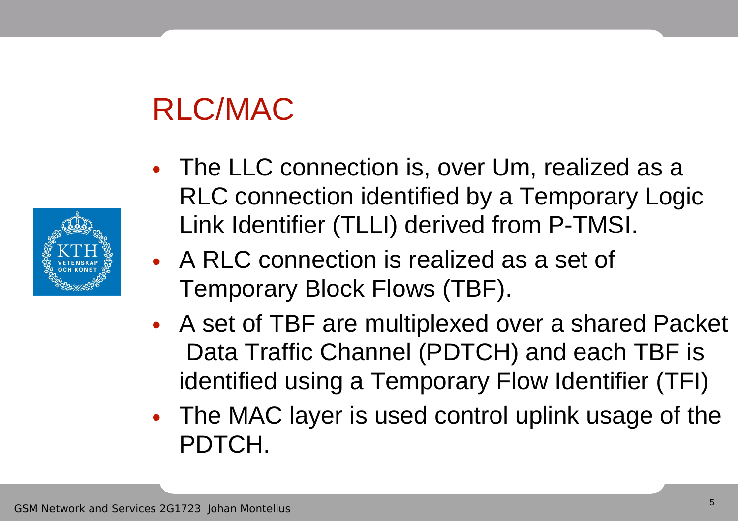# RLC/MAC

- The LLC connection is, over Um, realized as a RLC connection identified by a Temporary Logic Link Identifier (TLLI) derived from P-TMSI.
- A RLC connection is realized as a set of Temporary Block Flows (TBF).
- A set of TBF are multiplexed over a shared Packet Data Traffic Channel (PDTCH) and each TBF is identified using a Temporary Flow Identifier (TFI)
- The MAC layer is used control uplink usage of the PDTCH.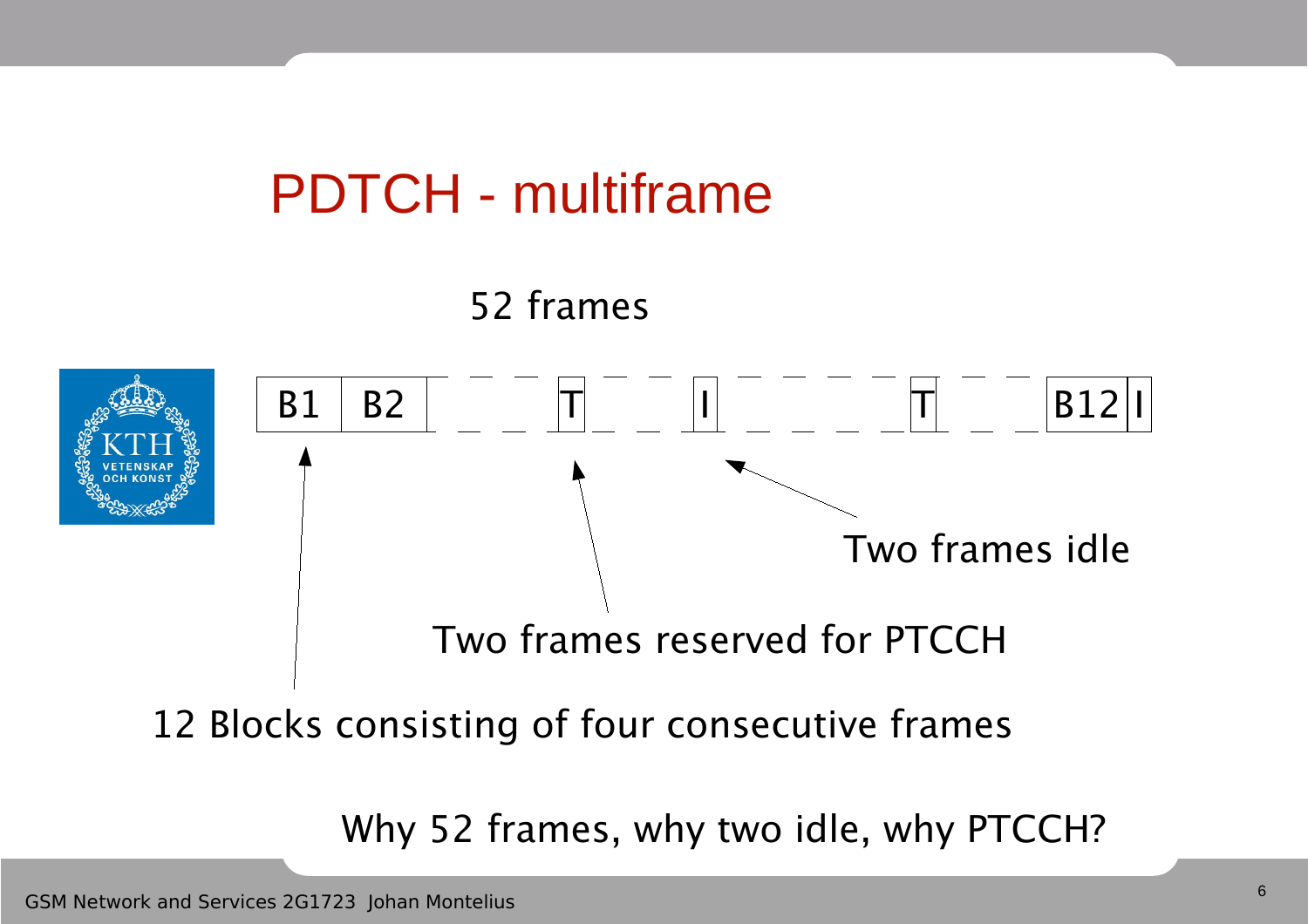# PDTCH - multiframe

52 frames

B1 | B2 | T | I | T | B12 | I

Two frames idle

Two frames reserved for PTCCH

12 Blocks consisting of four consecutive frames

Why 52 frames, why two idle, why PTCCH?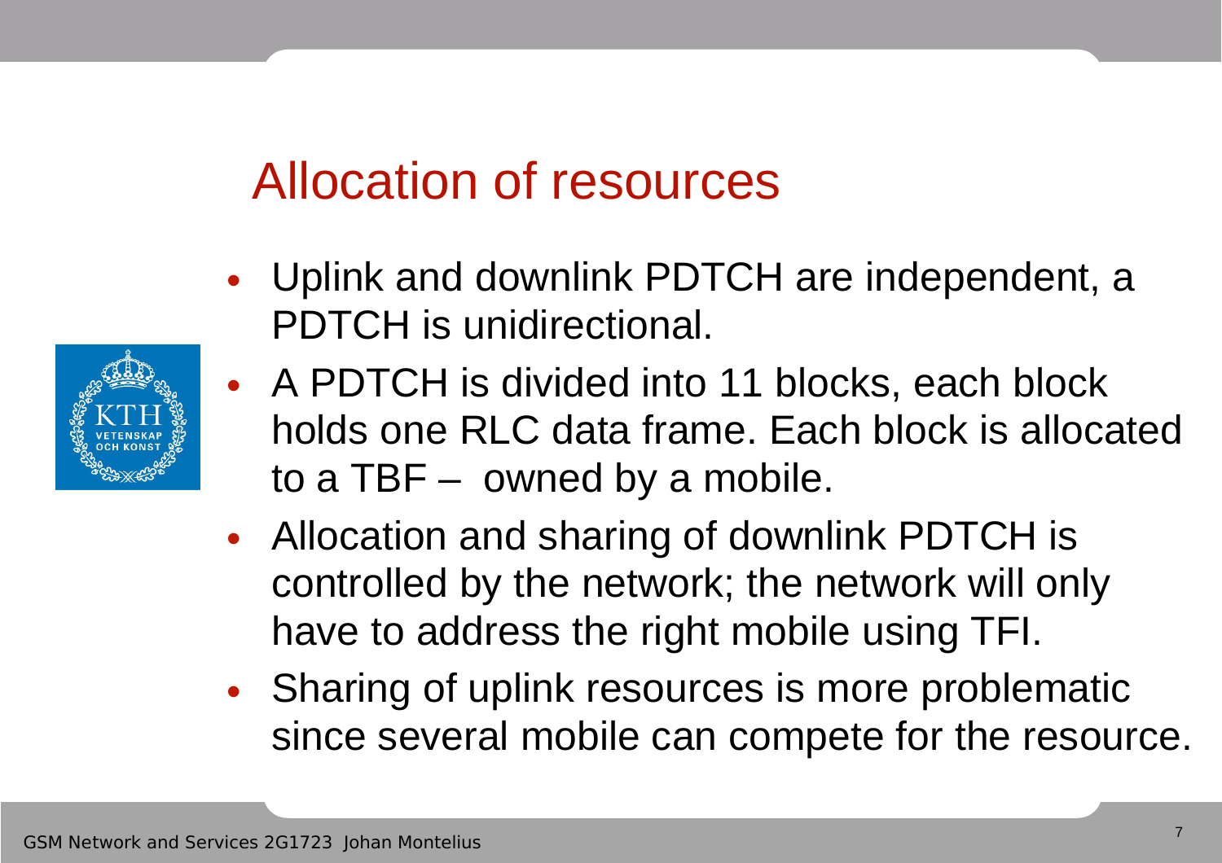# Allocation of resources

- Uplink and downlink PDTCH are independent, a PDTCH is unidirectional.
- A PDTCH is divided into 11 blocks, each block holds one RLC data frame. Each block is allocated to a TBF – owned by a mobile.
- Allocation and sharing of downlink PDTCH is controlled by the network; the network will only have to address the right mobile using TFI.
- Sharing of uplink resources is more problematic since several mobile can compete for the resource.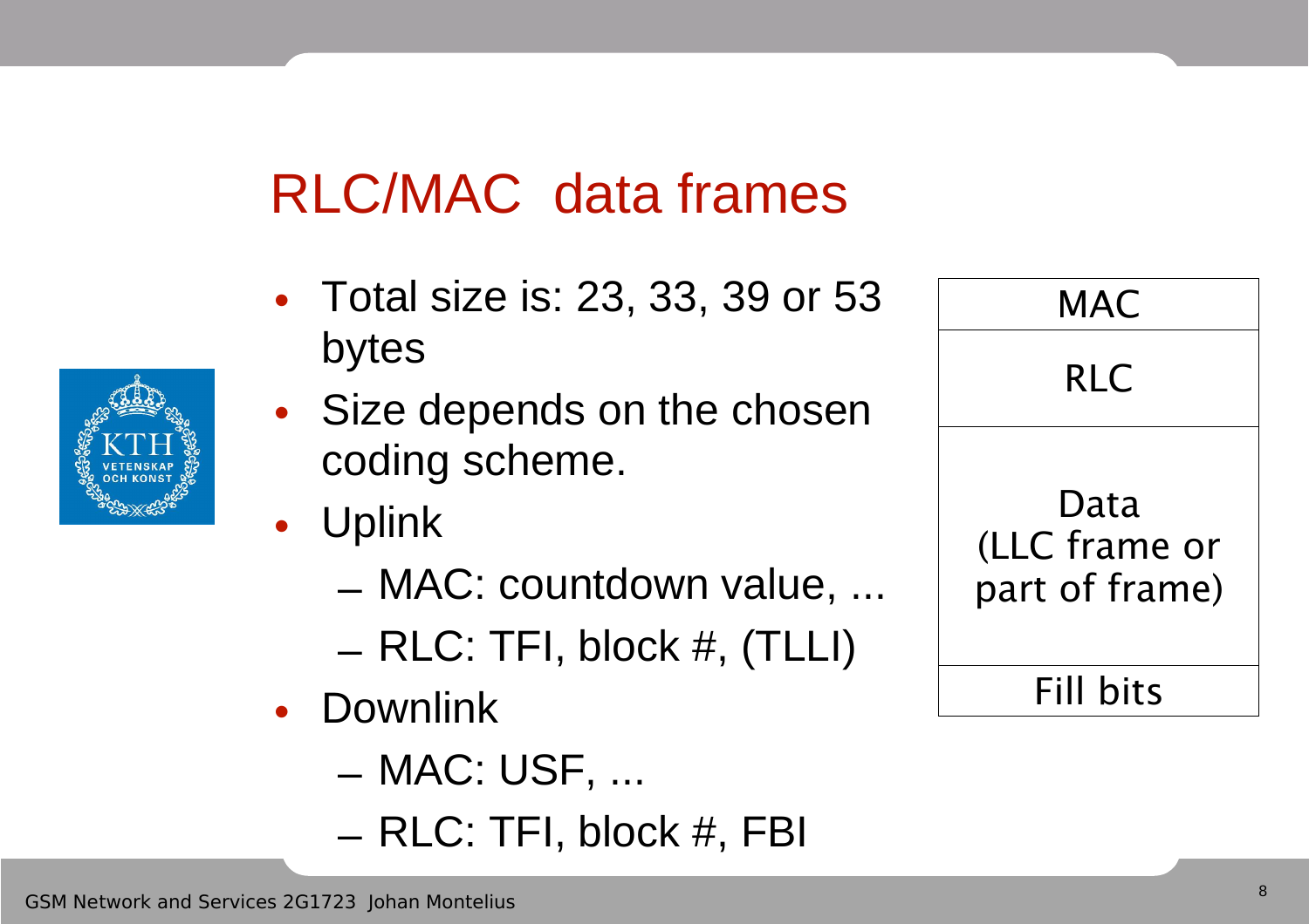# RLC/MAC data frames

- Total size is: 23, 33, 39 or 53 bytes
- Size depends on the chosen coding scheme.
- Uplink
  - MAC: countdown value, ...
  - RLC: TFI, block #, (TLLI)
- Downlink
  - MAC: USF, ...
  - RLC: TFI, block #, FBI

| MAC |
|---|
| RLC |
| Data (LLC frame or part of frame) |
| Fill bits |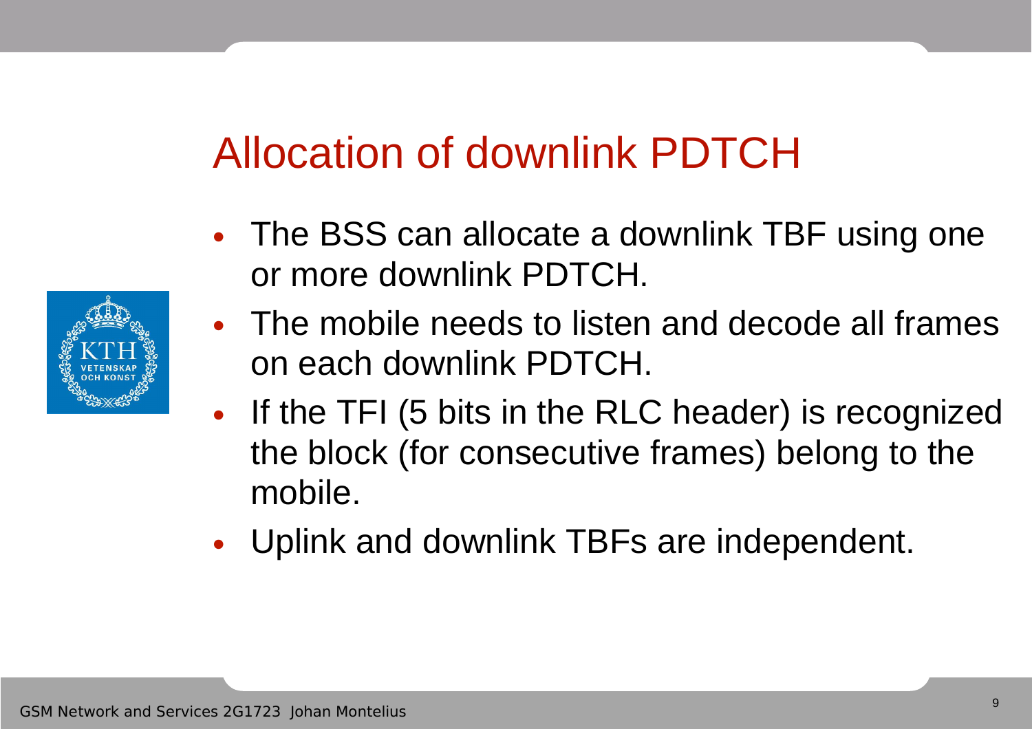# Allocation of downlink PDTCH

- The BSS can allocate a downlink TBF using one or more downlink PDTCH.
- The mobile needs to listen and decode all frames on each downlink PDTCH.
- If the TFI (5 bits in the RLC header) is recognized the block (for consecutive frames) belong to the mobile.
- Uplink and downlink TBFs are independent.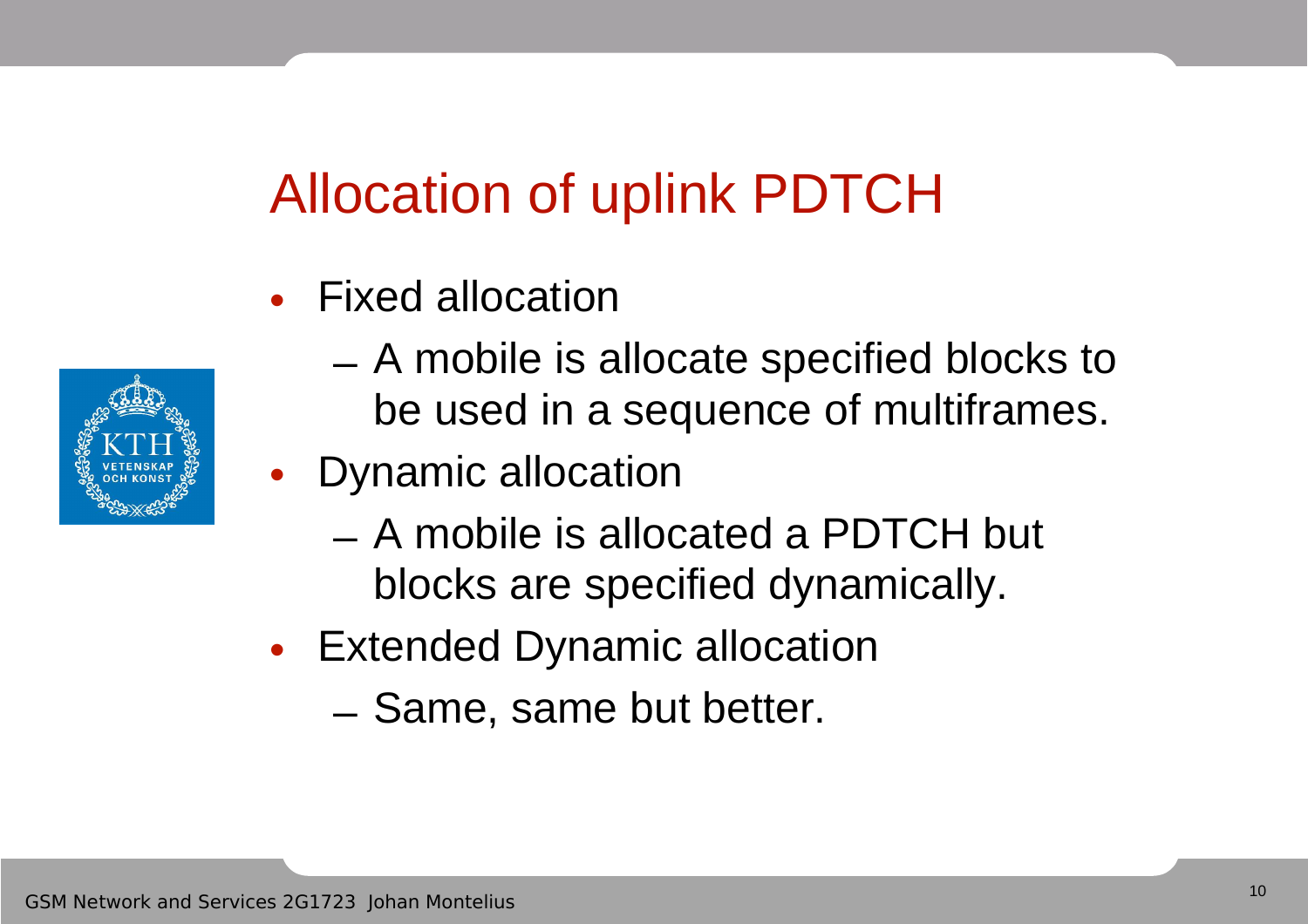# Allocation of uplink PDTCH

- Fixed allocation
  - A mobile is allocate specified blocks to be used in a sequence of multiframes.
- Dynamic allocation
  - A mobile is allocated a PDTCH but blocks are specified dynamically.
- Extended Dynamic allocation
  - Same, same but better.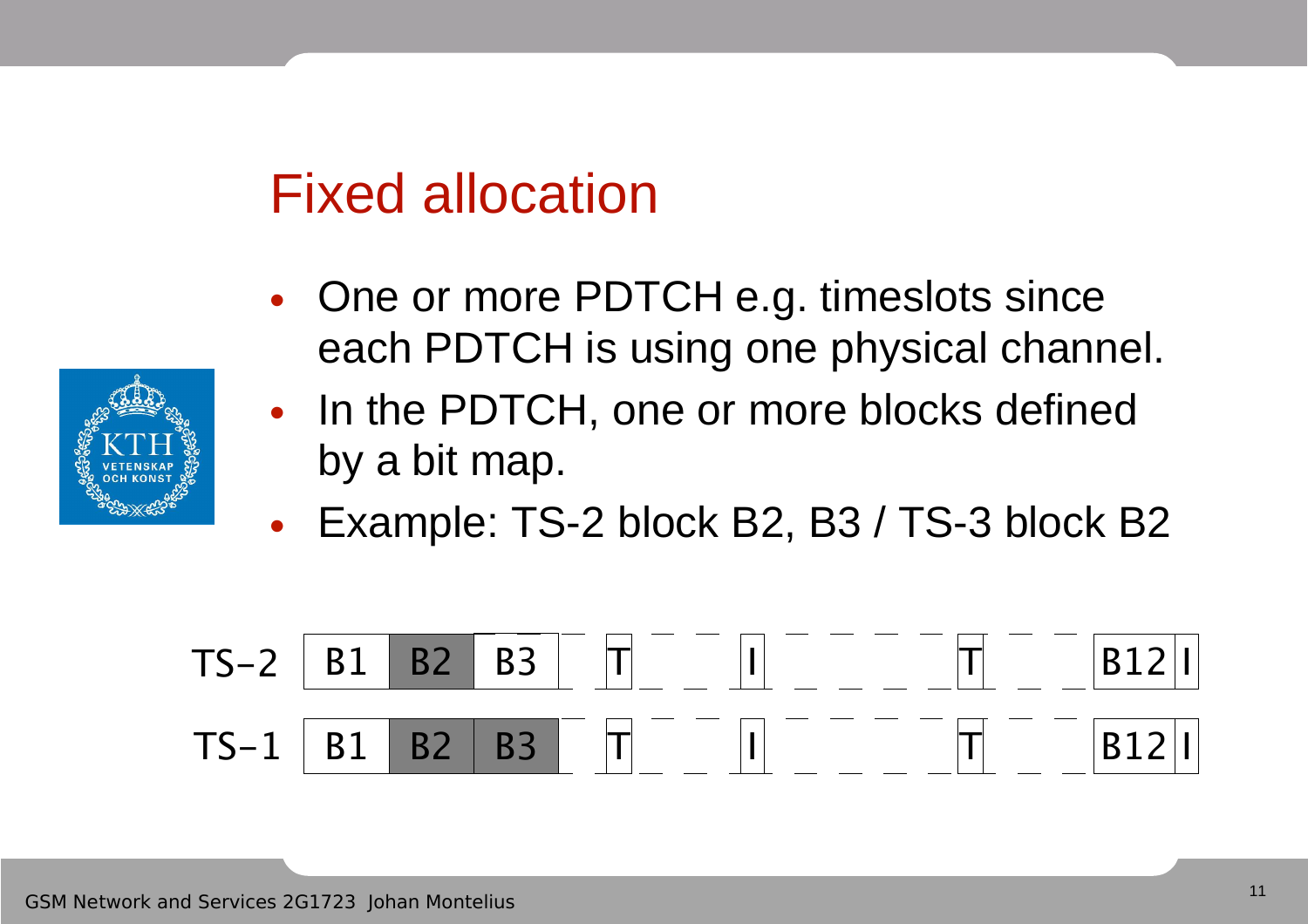# Fixed allocation

- One or more PDTCH e.g. timeslots since each PDTCH is using one physical channel.
- In the PDTCH, one or more blocks defined by a bit map.
- Example: TS-2 block B2, B3 / TS-3 block B2

| | | | | | | | | |
|---|---|---|---|---|---|---|---|---|
| TS-2 | B1 | B2 | B3 | T | I | T | B12 | I |
| TS-1 | B1 | B2 | B3 | T | I | T | B12 | I |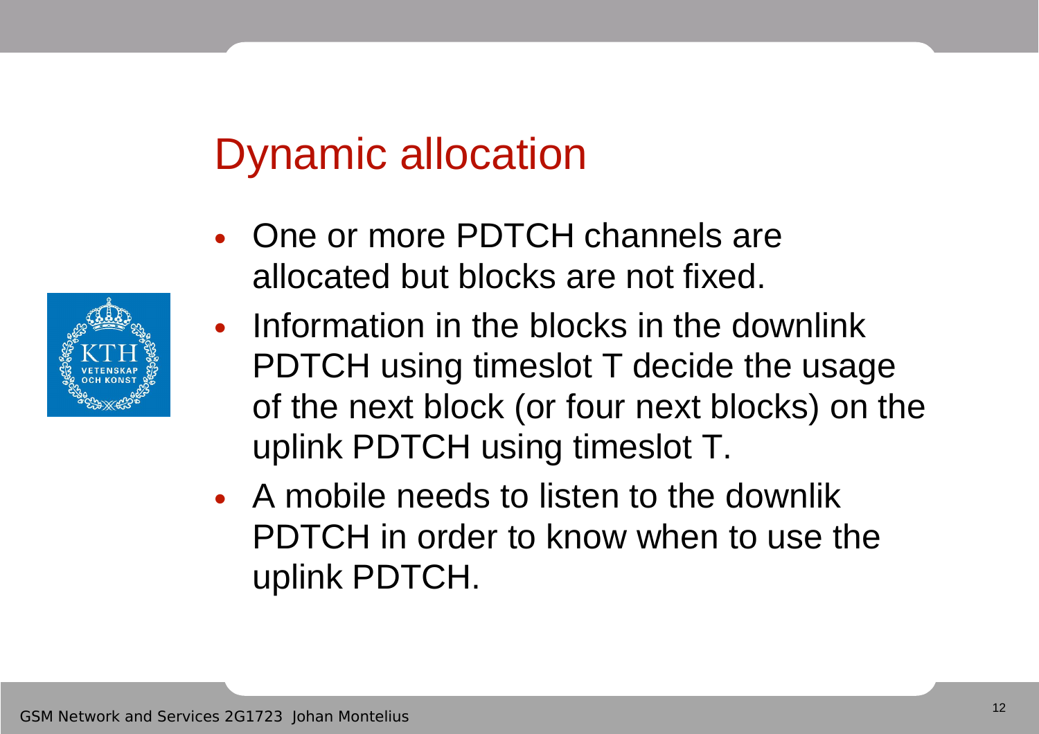# Dynamic allocation

- One or more PDTCH channels are allocated but blocks are not fixed.
- Information in the blocks in the downlink PDTCH using timeslot T decide the usage of the next block (or four next blocks) on the uplink PDTCH using timeslot T.
- A mobile needs to listen to the downlik PDTCH in order to know when to use the uplink PDTCH.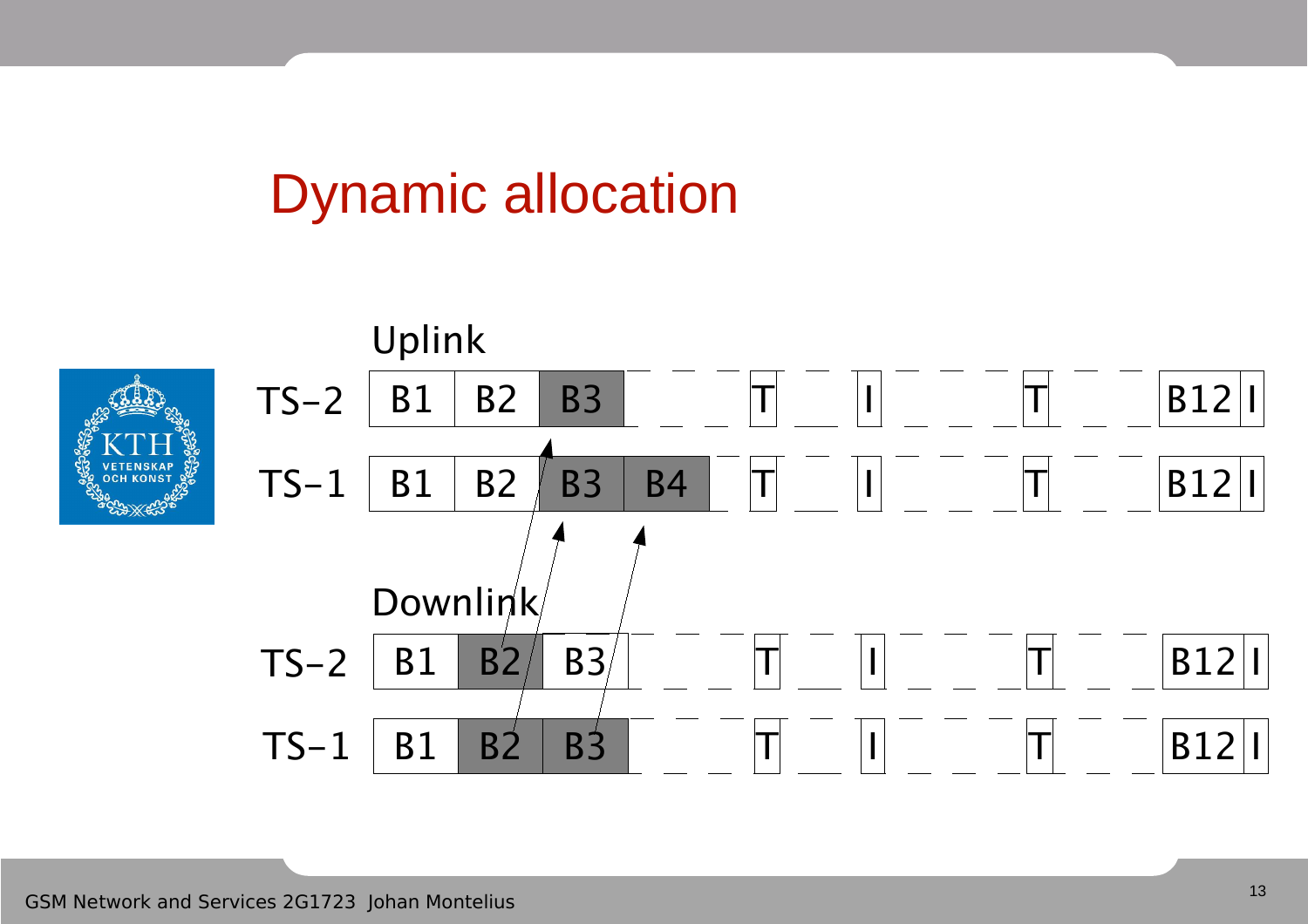# Dynamic allocation

Uplink

| | | | | | | | | | | | | | | |
|---|---|---|---|---|---|---|---|---|---|---|---|---|---|---|
| TS-2 | B1 | B2 | B3 | | | T | | I | | | T | | B12 | I |
| TS-1 | B1 | B2 | B3 | B4 | | T | | I | | | T | | B12 | I |

Downlink

| | | | | | | | | | | | | | |
|---|---|---|---|---|---|---|---|---|---|---|---|---|---|
| TS-2 | B1 | B2 | B3 | | T | | I | | | T | | B12 | I |
| TS-1 | B1 | B2 | B3 | | T | | I | | | T | | B12 | I |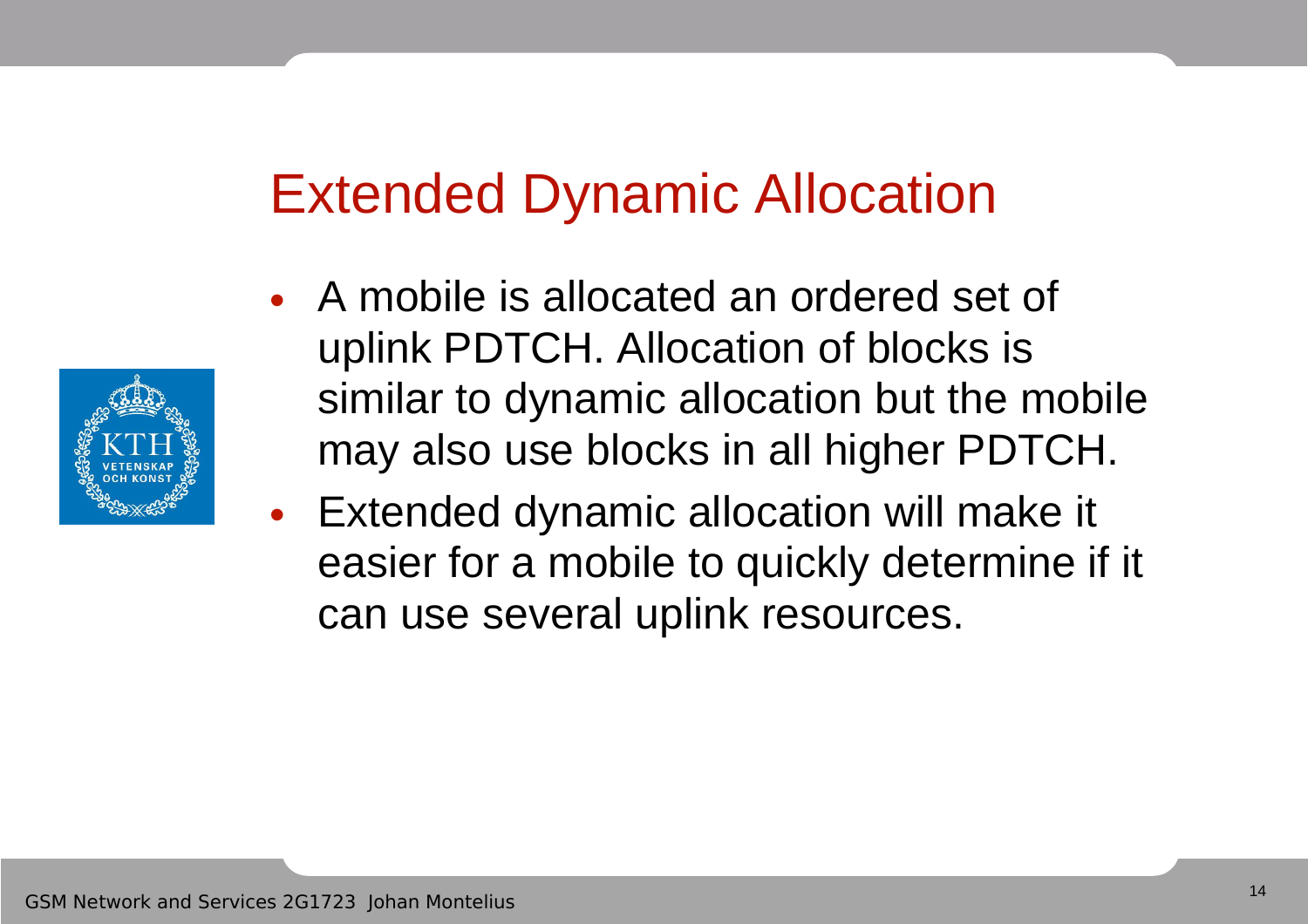# Extended Dynamic Allocation

- A mobile is allocated an ordered set of uplink PDTCH. Allocation of blocks is similar to dynamic allocation but the mobile may also use blocks in all higher PDTCH.
- Extended dynamic allocation will make it easier for a mobile to quickly determine if it can use several uplink resources.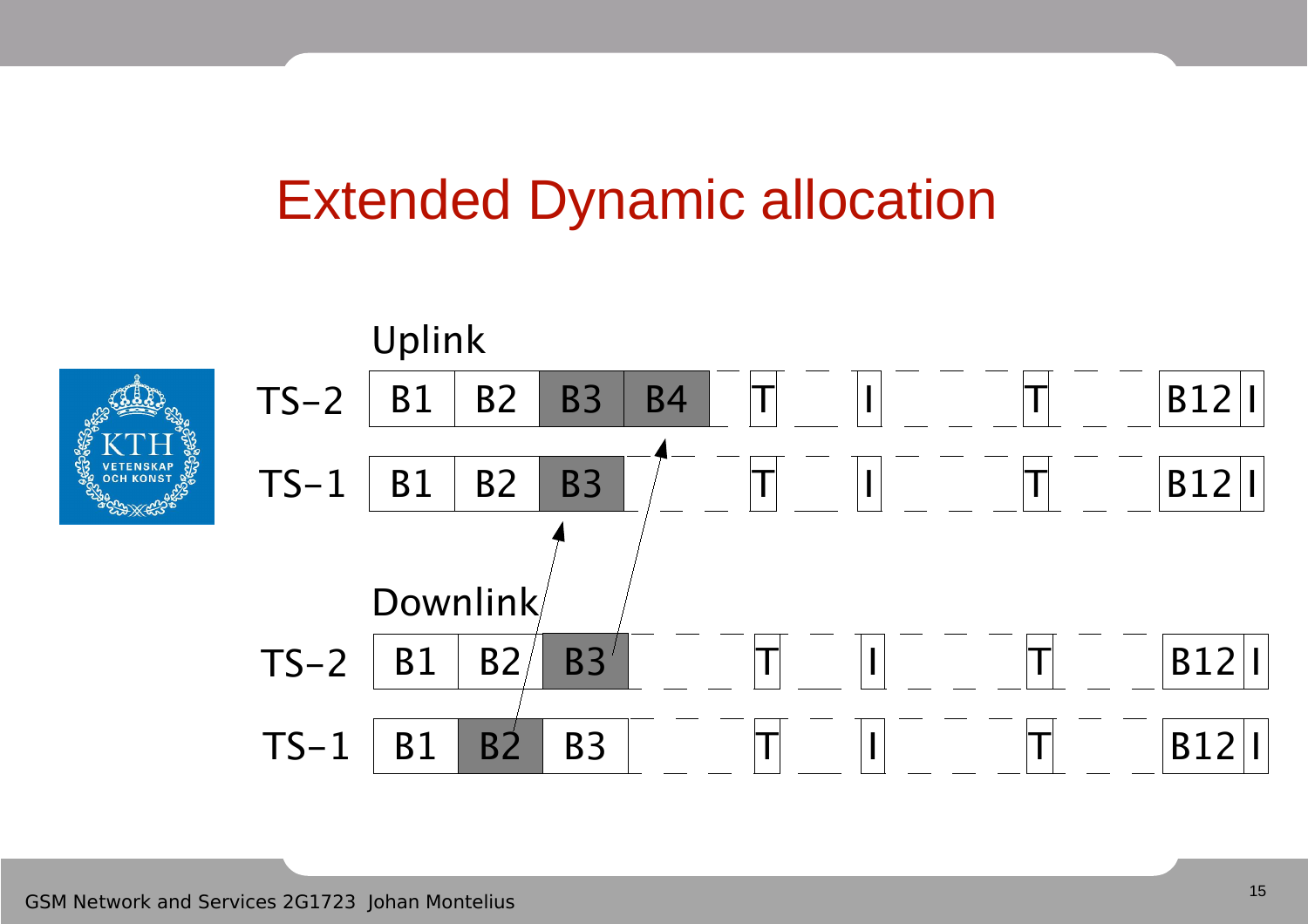# Extended Dynamic allocation

Uplink

| | | | | | | | | | |
|---|---|---|---|---|---|---|---|---|---|
| TS-2 | B1 | B2 | B3 | B4 | T | I | T | B12 | I |
| TS-1 | B1 | B2 | B3 | | T | I | T | B12 | I |

Downlink

| | | | | | | | | |
|---|---|---|---|---|---|---|---|---|
| TS-2 | B1 | B2 | B3 | T | I | T | B12 | I |
| TS-1 | B1 | B2 | B3 | T | I | T | B12 | I |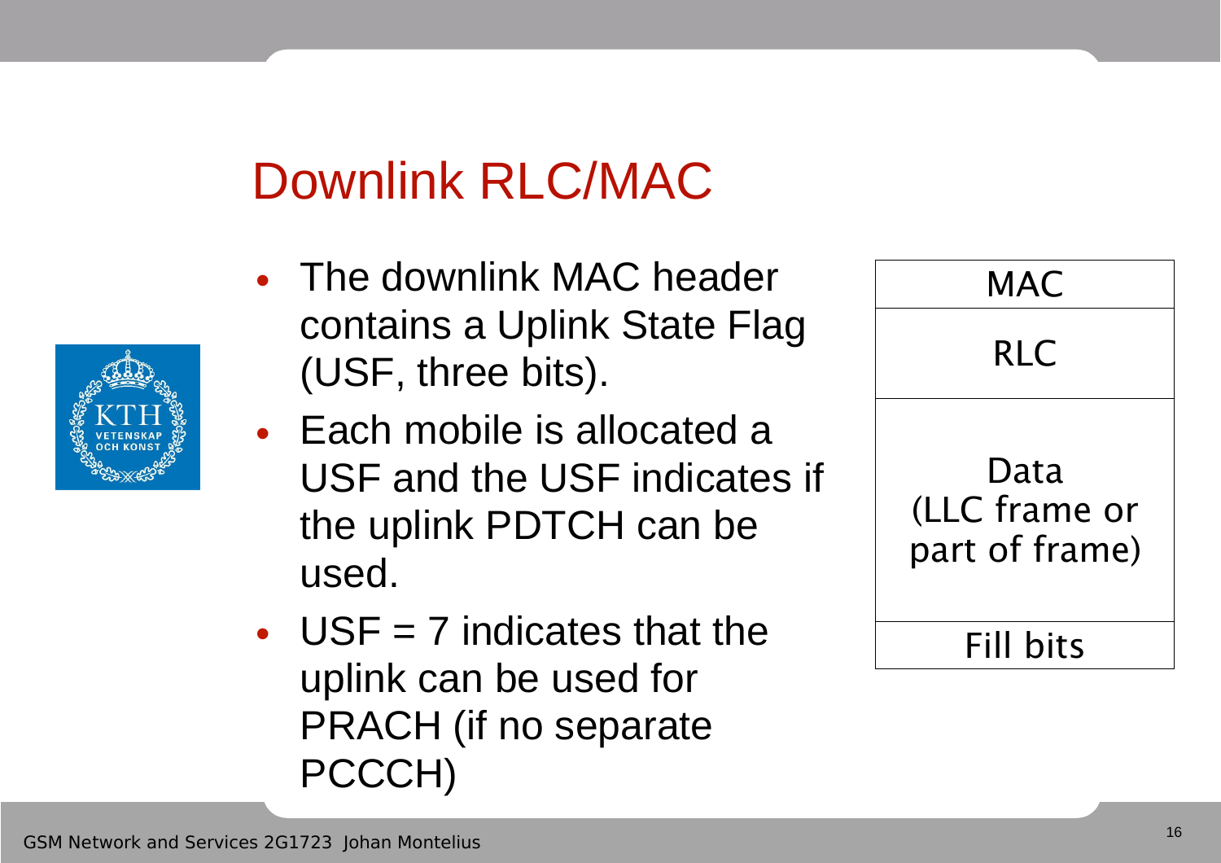# Downlink RLC/MAC

- The downlink MAC header contains a Uplink State Flag (USF, three bits).
- Each mobile is allocated a USF and the USF indicates if the uplink PDTCH can be used.
- USF = 7 indicates that the uplink can be used for PRACH (if no separate PCCCH)

| MAC |
|---|
| RLC |
| Data (LLC frame or part of frame) |
| Fill bits |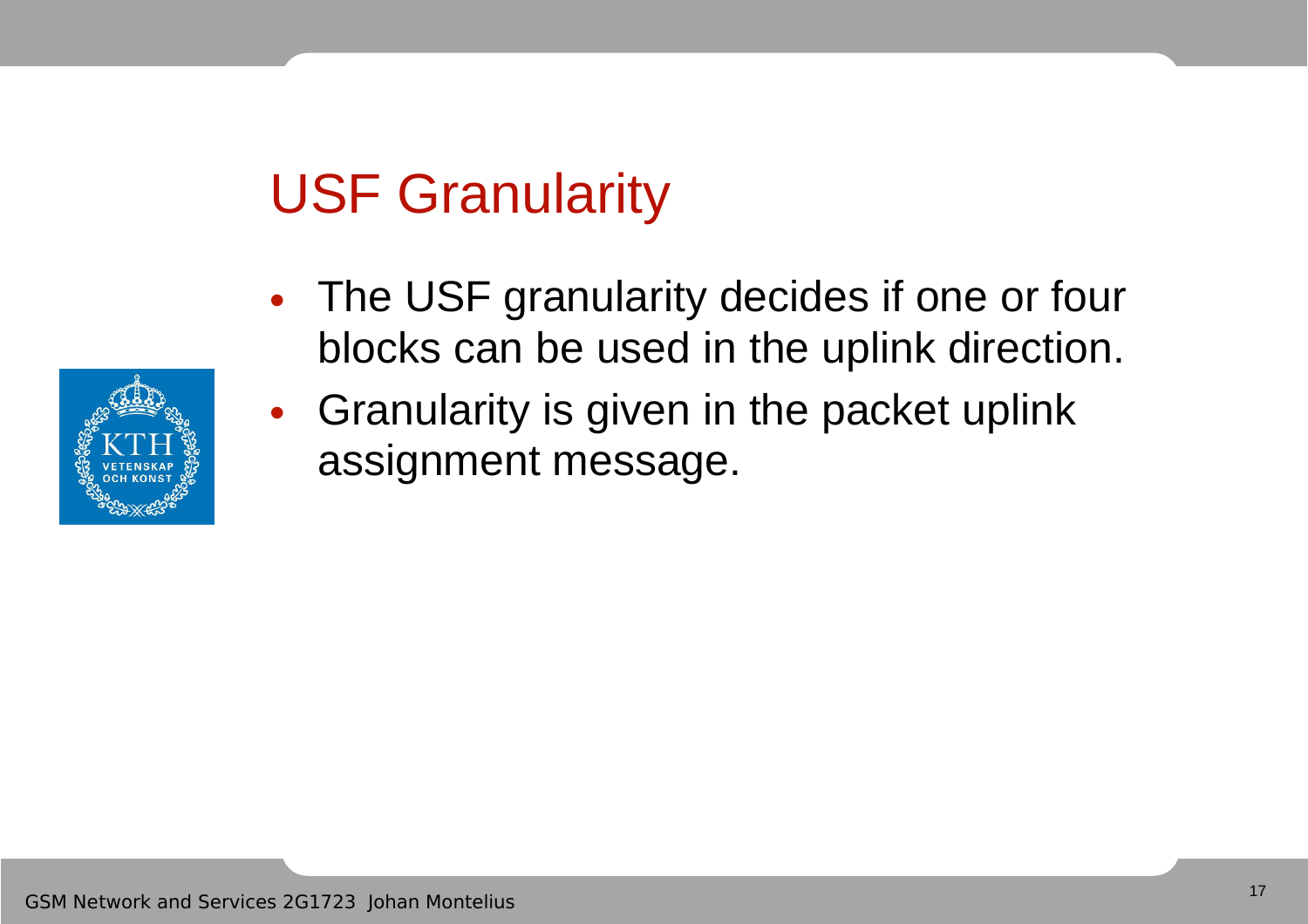# USF Granularity

- The USF granularity decides if one or four blocks can be used in the uplink direction.
- Granularity is given in the packet uplink assignment message.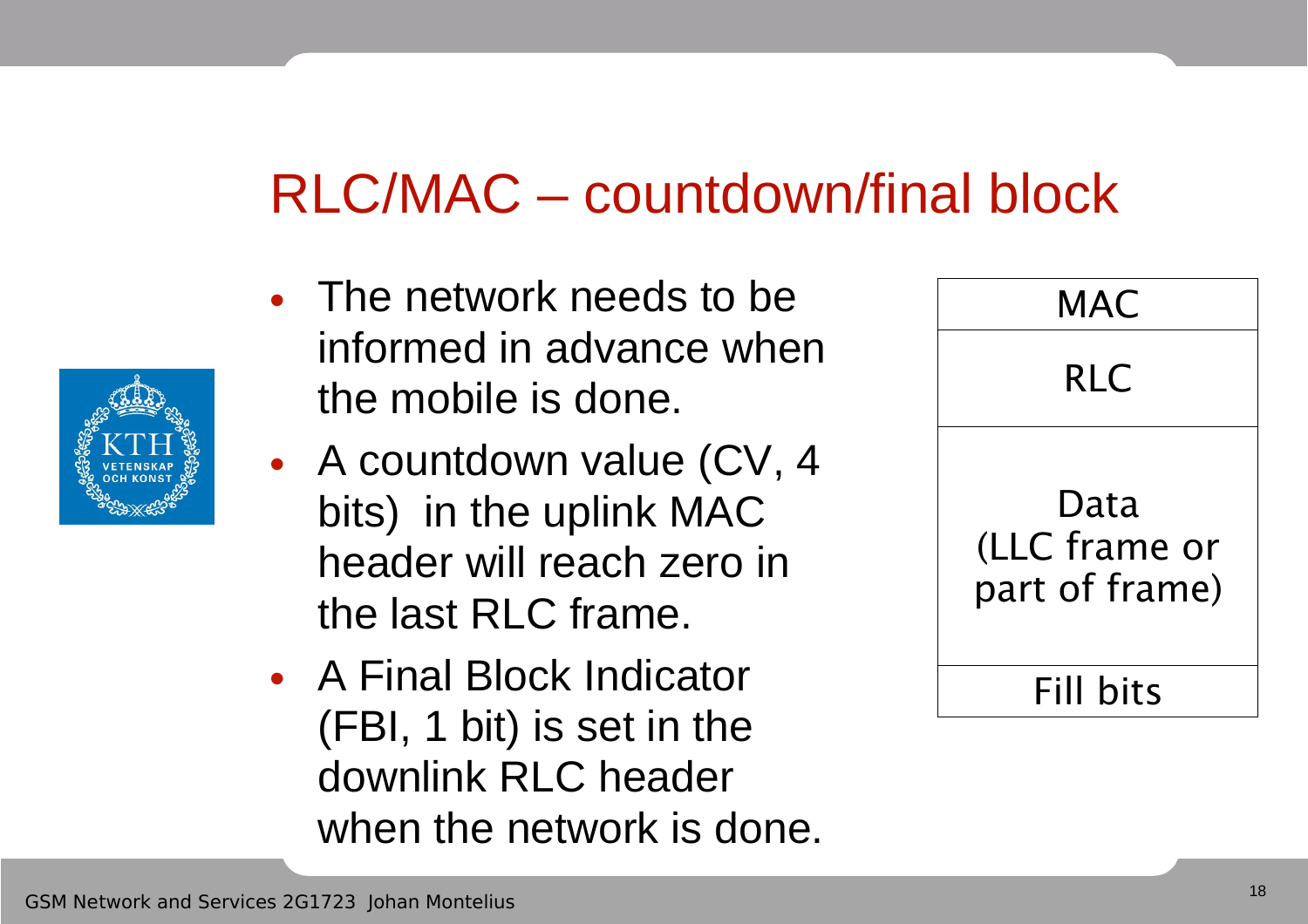# RLC/MAC – countdown/final block

- The network needs to be informed in advance when the mobile is done.
- A countdown value (CV, 4 bits) in the uplink MAC header will reach zero in the last RLC frame.
- A Final Block Indicator (FBI, 1 bit) is set in the downlink RLC header when the network is done.

| MAC |
| --- |
| RLC |
| Data (LLC frame or part of frame) |
| Fill bits |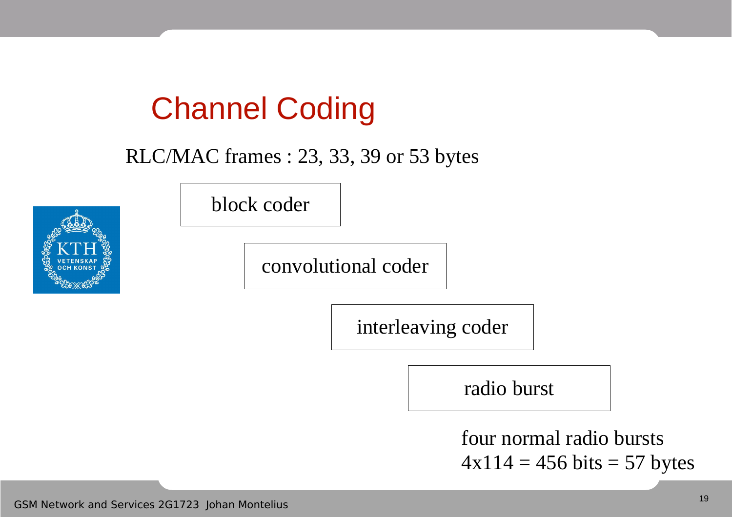# Channel Coding

RLC/MAC frames : 23, 33, 39 or 53 bytes

block coder

convolutional coder

interleaving coder

radio burst

four normal radio bursts
4x114 = 456 bits = 57 bytes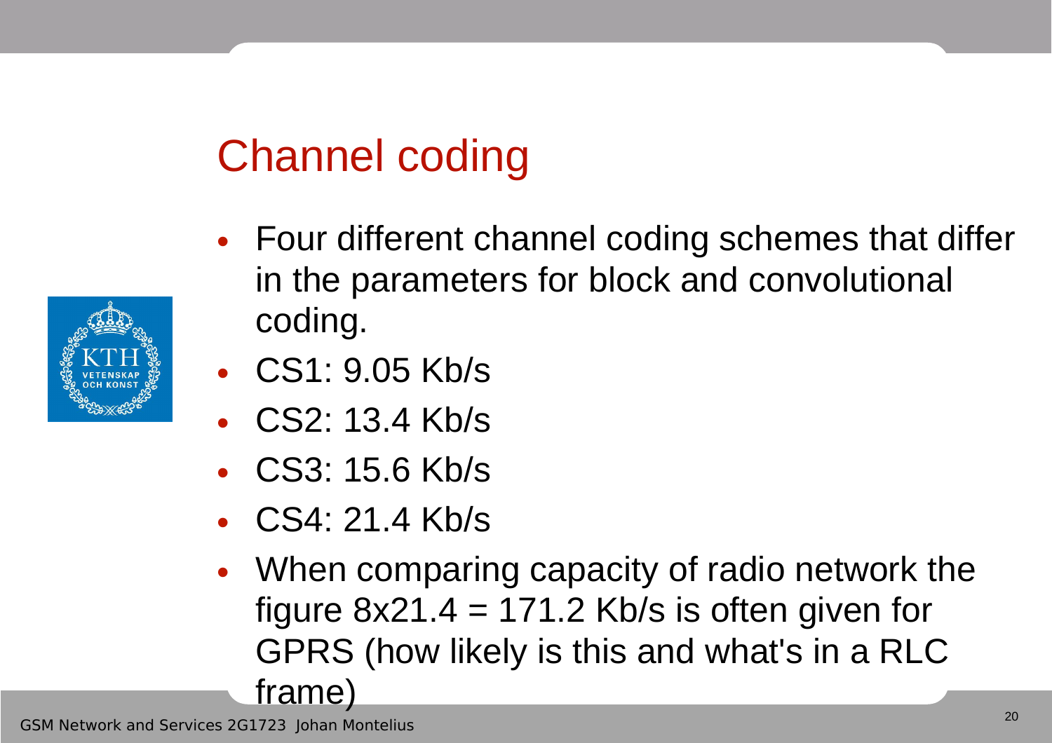# Channel coding

- Four different channel coding schemes that differ in the parameters for block and convolutional coding.
- CS1: 9.05 Kb/s
- CS2: 13.4 Kb/s
- CS3: 15.6 Kb/s
- CS4: 21.4 Kb/s
- When comparing capacity of radio network the figure $8 \times 21.4 = 171.2$ Kb/s is often given for GPRS (how likely is this and what's in a RLC frame)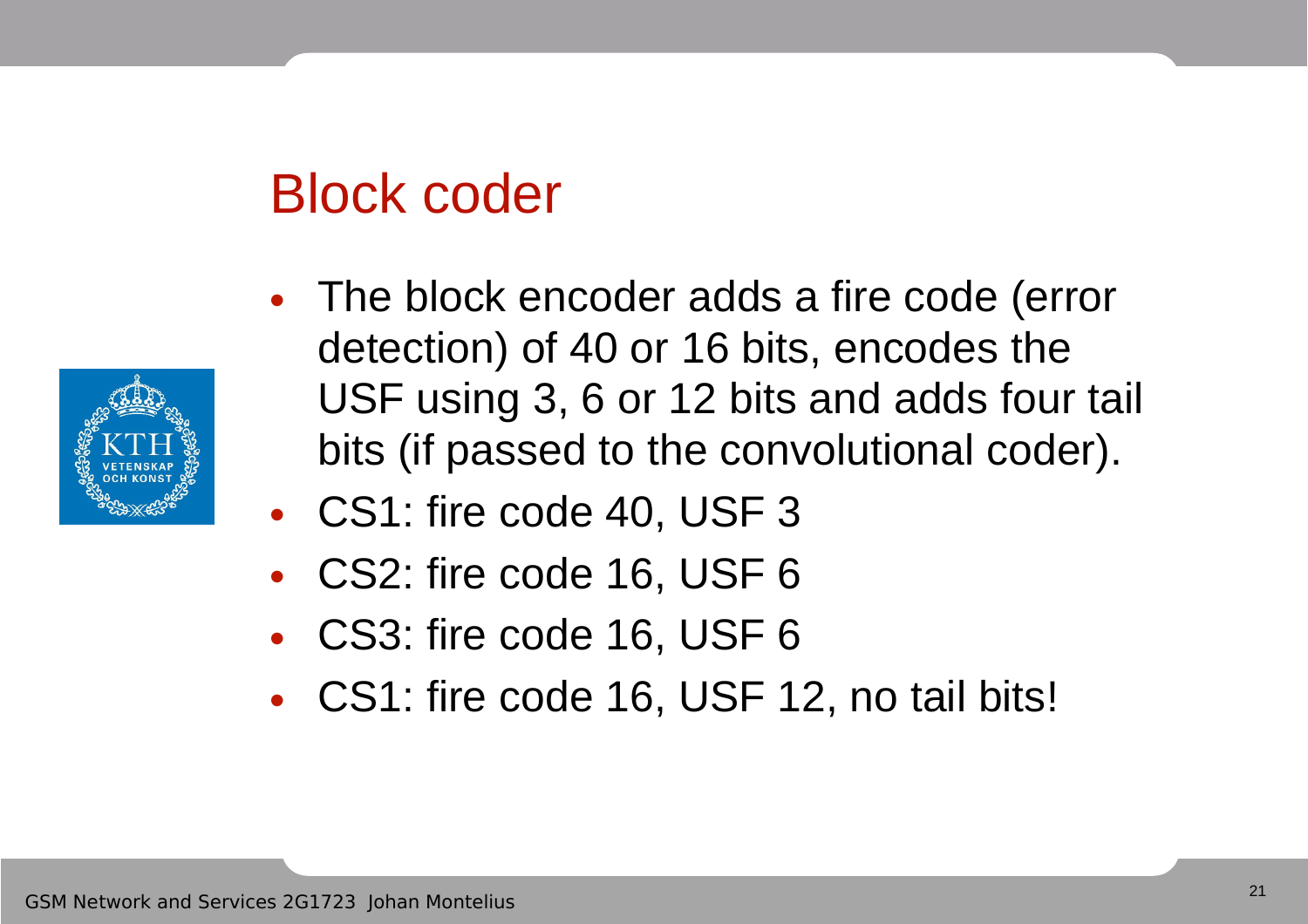# Block coder

- The block encoder adds a fire code (error detection) of 40 or 16 bits, encodes the USF using 3, 6 or 12 bits and adds four tail bits (if passed to the convolutional coder).
- CS1: fire code 40, USF 3
- CS2: fire code 16, USF 6
- CS3: fire code 16, USF 6
- CS1: fire code 16, USF 12, no tail bits!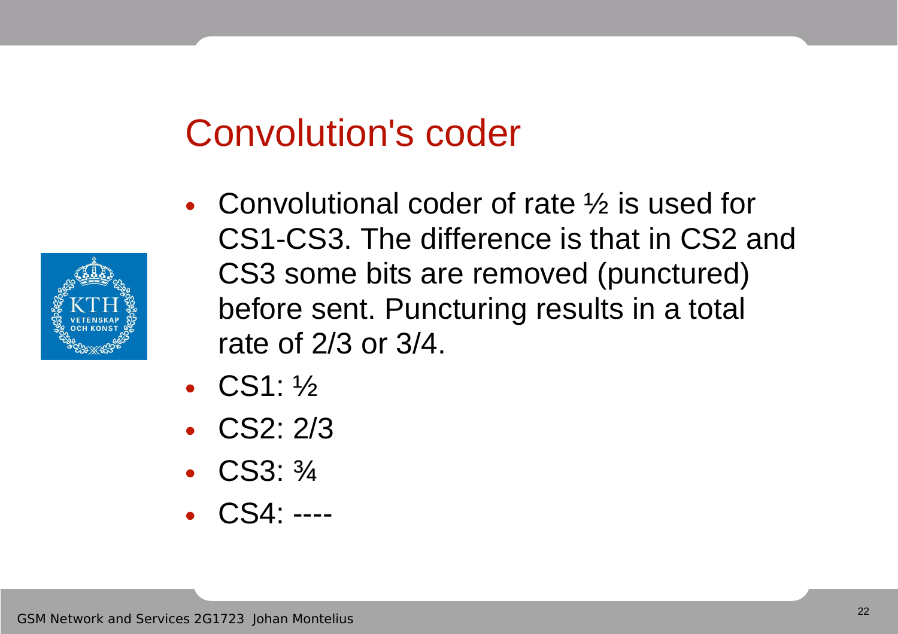# Convolution's coder

- Convolutional coder of rate ½ is used for CS1-CS3. The difference is that in CS2 and CS3 some bits are removed (punctured) before sent. Puncturing results in a total rate of 2/3 or 3/4.
- CS1: ½
- CS2: 2/3
- CS3: ¾
- CS4: ----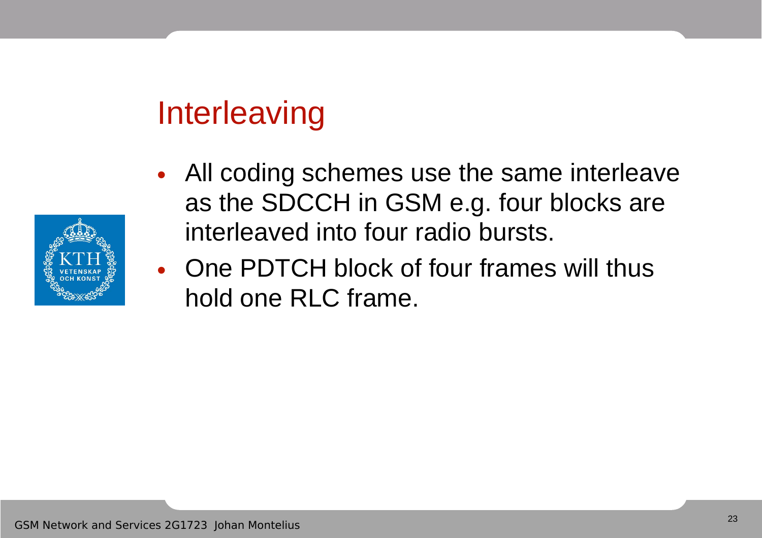# Interleaving

- All coding schemes use the same interleave as the SDCCH in GSM e.g. four blocks are interleaved into four radio bursts.
- One PDTCH block of four frames will thus hold one RLC frame.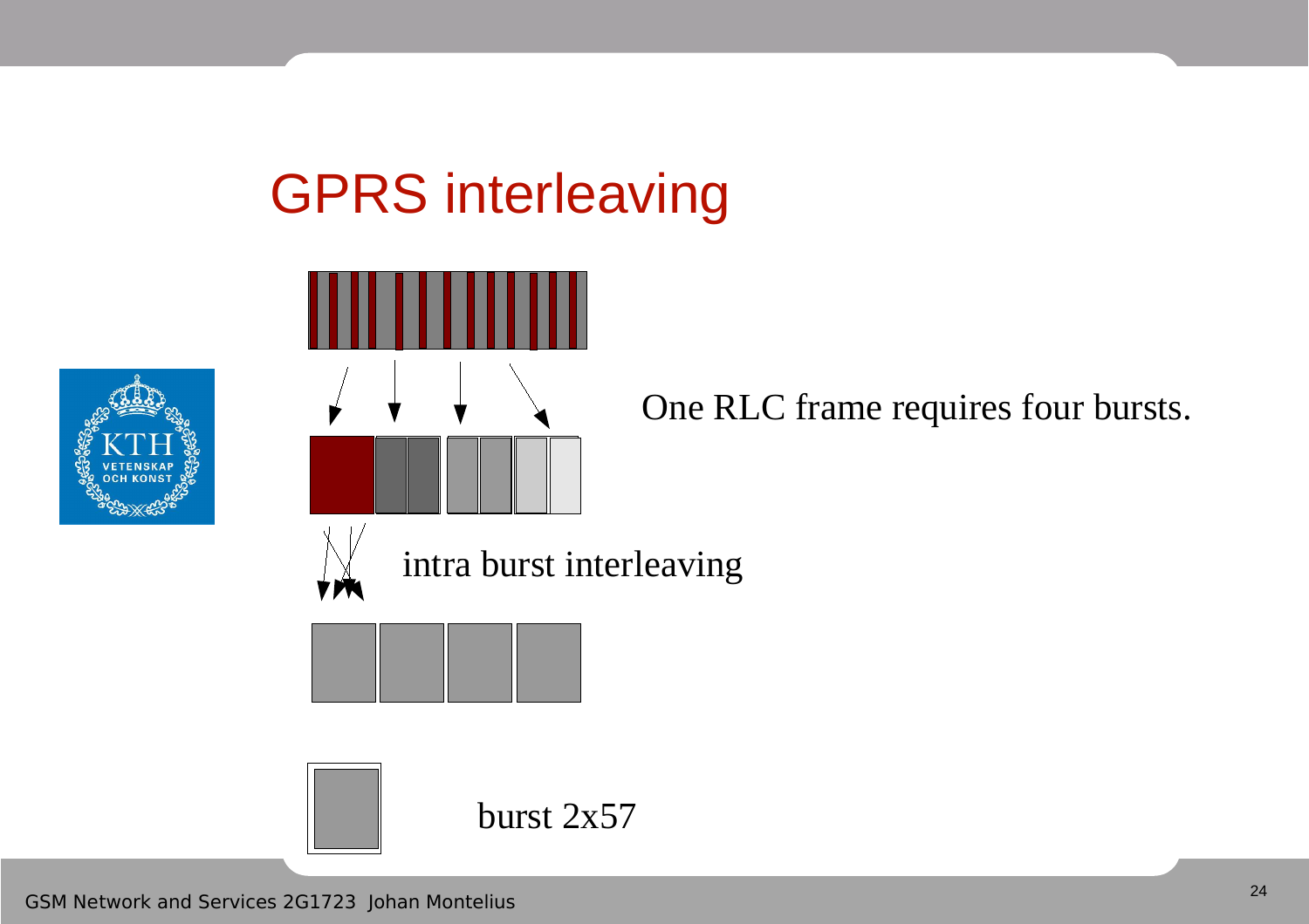# GPRS interleaving

One RLC frame requires four bursts.

intra burst interleaving

burst 2x57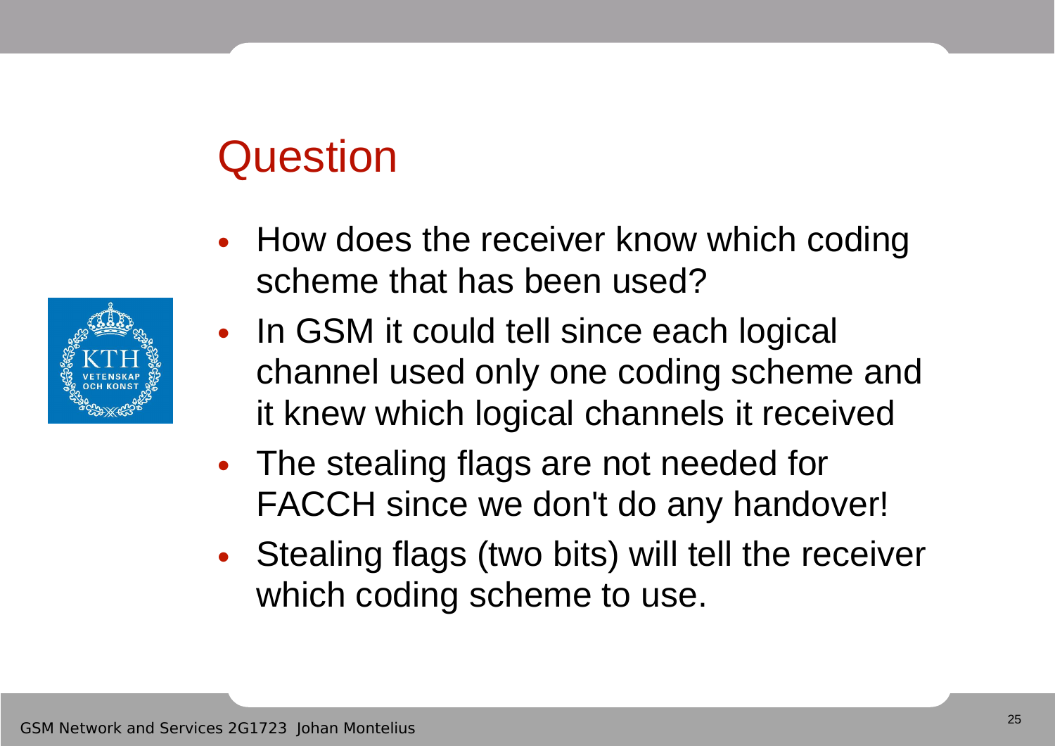# Question

- How does the receiver know which coding scheme that has been used?
- In GSM it could tell since each logical channel used only one coding scheme and it knew which logical channels it received
- The stealing flags are not needed for FACCH since we don't do any handover!
- Stealing flags (two bits) will tell the receiver which coding scheme to use.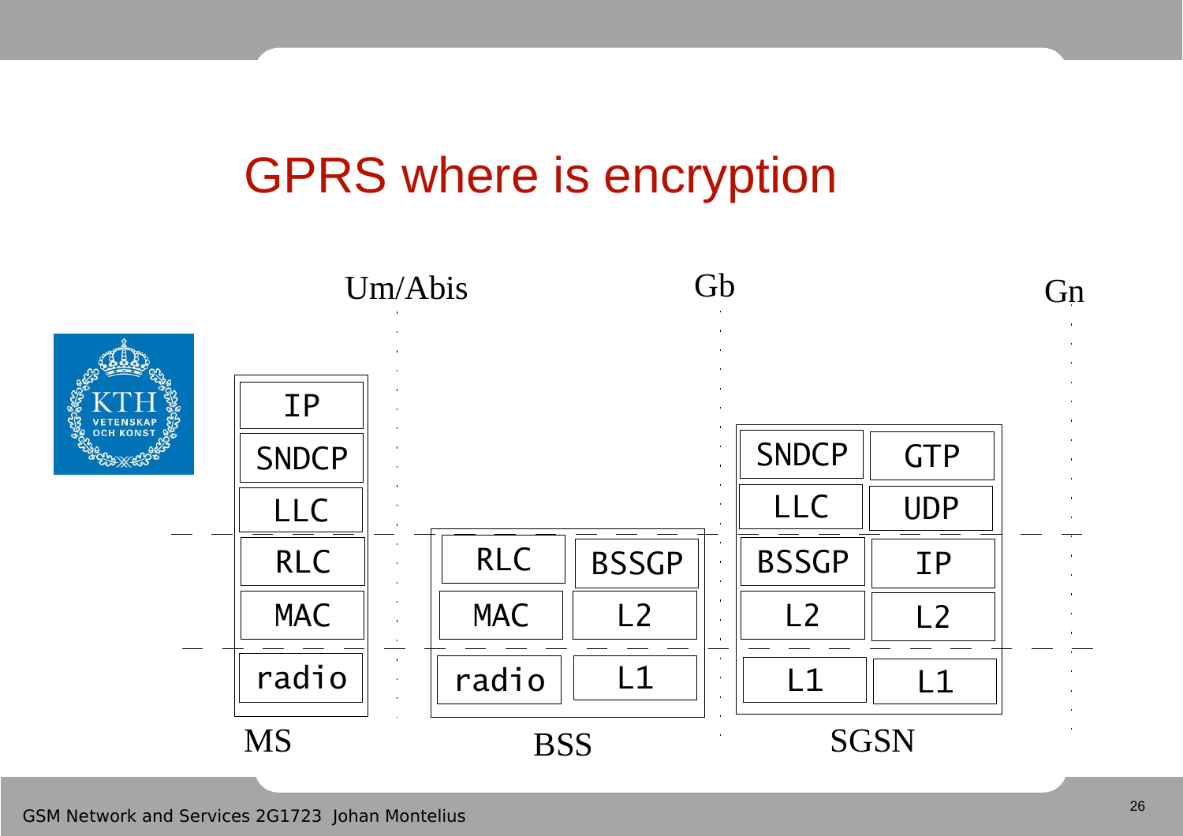# GPRS where is encryption

Um/Abis | Gb | Gn

| MS | BSS | | SGSN | |
|---|---|---|---|---|
| IP | | | | |
| SNDCP | | | SNDCP | GTP |
| LLC | | | LLC | UDP |
| RLC | RLC | BSSGP | BSSGP | IP |
| MAC | MAC | L2 | L2 | L2 |
| radio | radio | L1 | L1 | L1 |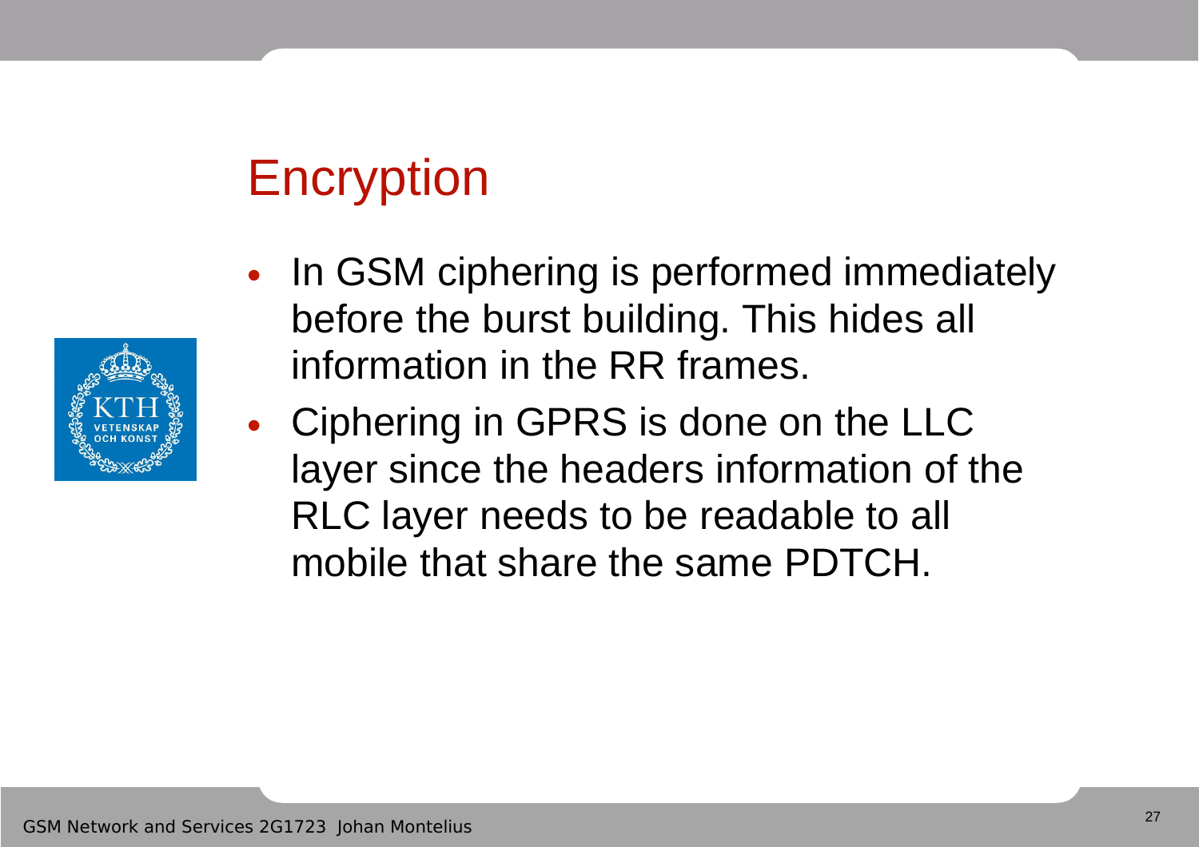# Encryption

- In GSM ciphering is performed immediately before the burst building. This hides all information in the RR frames.
- Ciphering in GPRS is done on the LLC layer since the headers information of the RLC layer needs to be readable to all mobile that share the same PDTCH.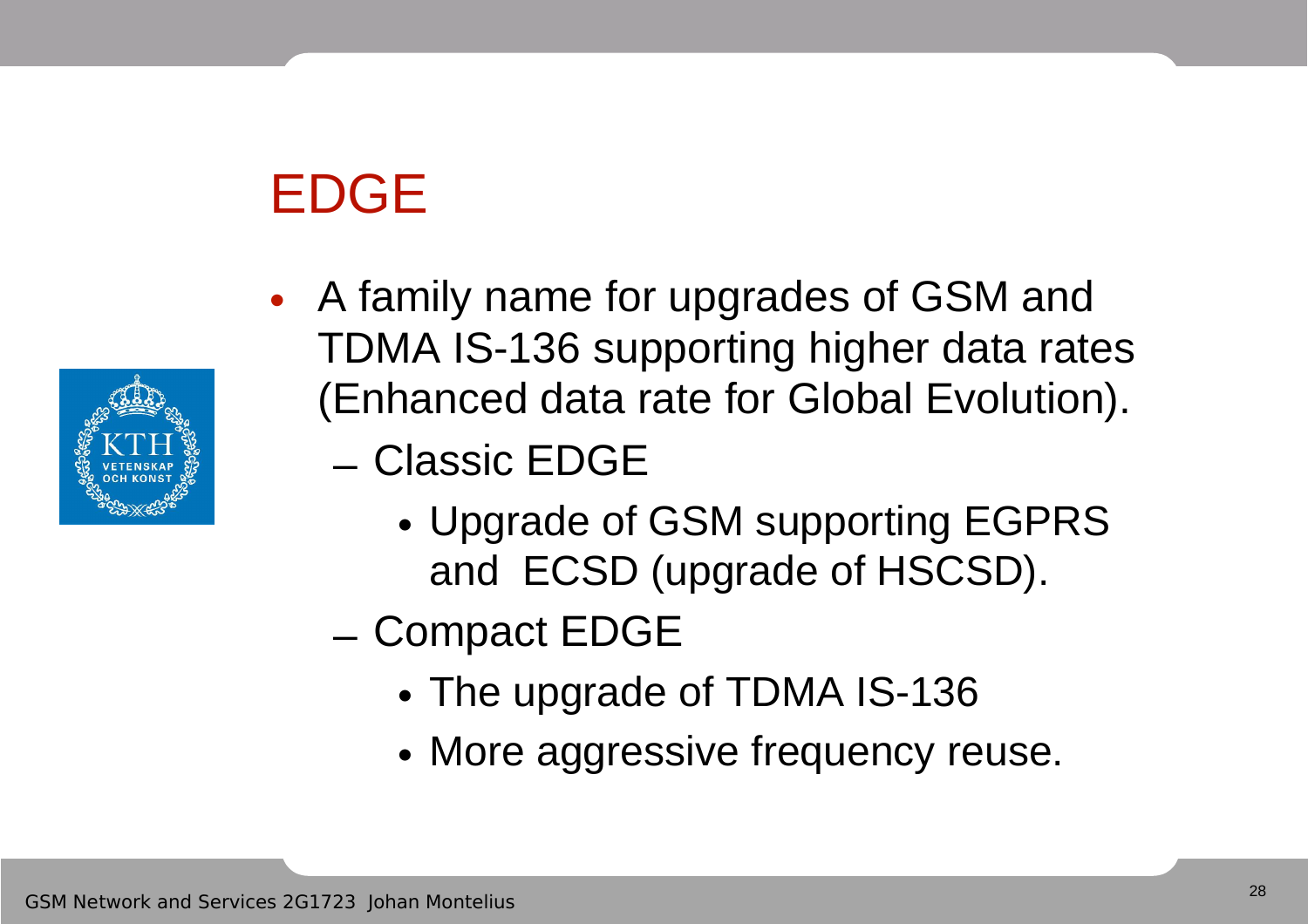# EDGE

- A family name for upgrades of GSM and TDMA IS-136 supporting higher data rates (Enhanced data rate for Global Evolution).
  - Classic EDGE
    - Upgrade of GSM supporting EGPRS and ECSD (upgrade of HSCSD).
  - Compact EDGE
    - The upgrade of TDMA IS-136
    - More aggressive frequency reuse.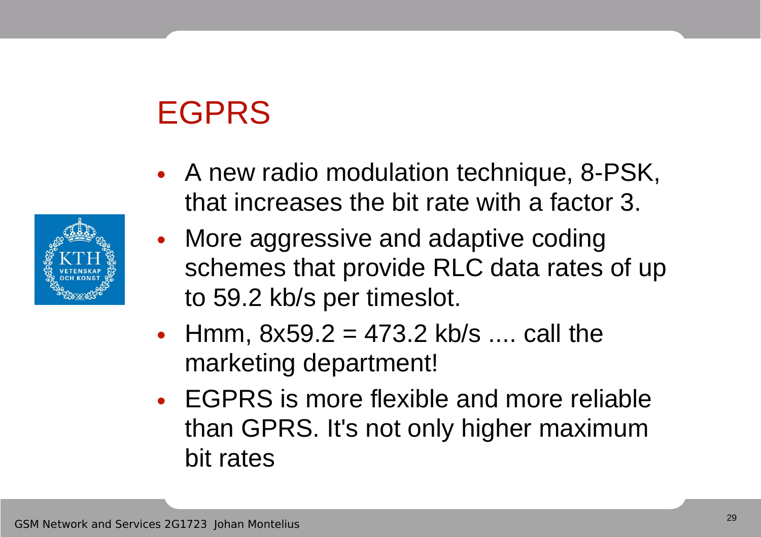# EGPRS

- A new radio modulation technique, 8-PSK, that increases the bit rate with a factor 3.
- More aggressive and adaptive coding schemes that provide RLC data rates of up to 59.2 kb/s per timeslot.
- Hmm, 8x59.2 = 473.2 kb/s .... call the marketing department!
- EGPRS is more flexible and more reliable than GPRS. It's not only higher maximum bit rates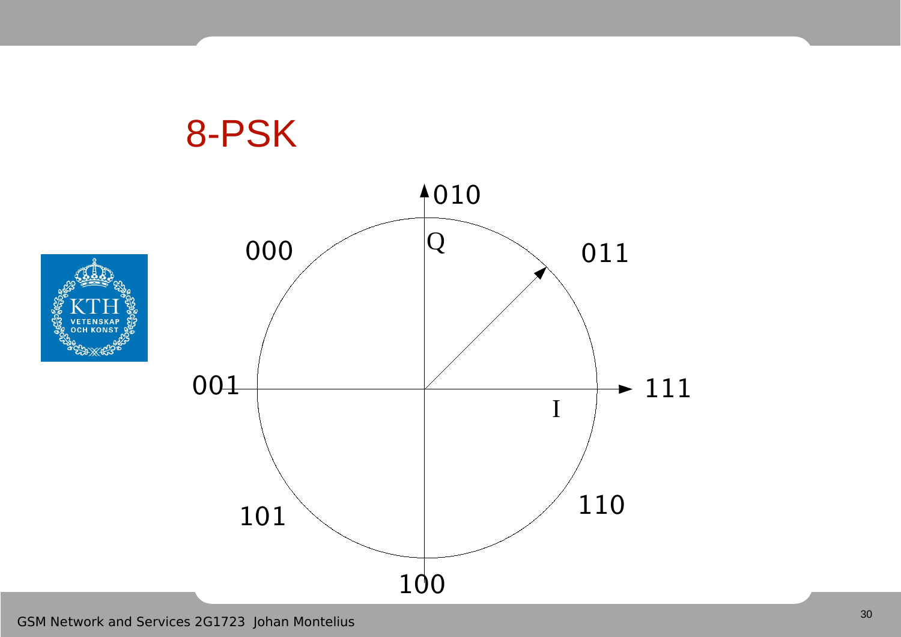# 8-PSK

010

Q

000

011

001

111

I

101

110

100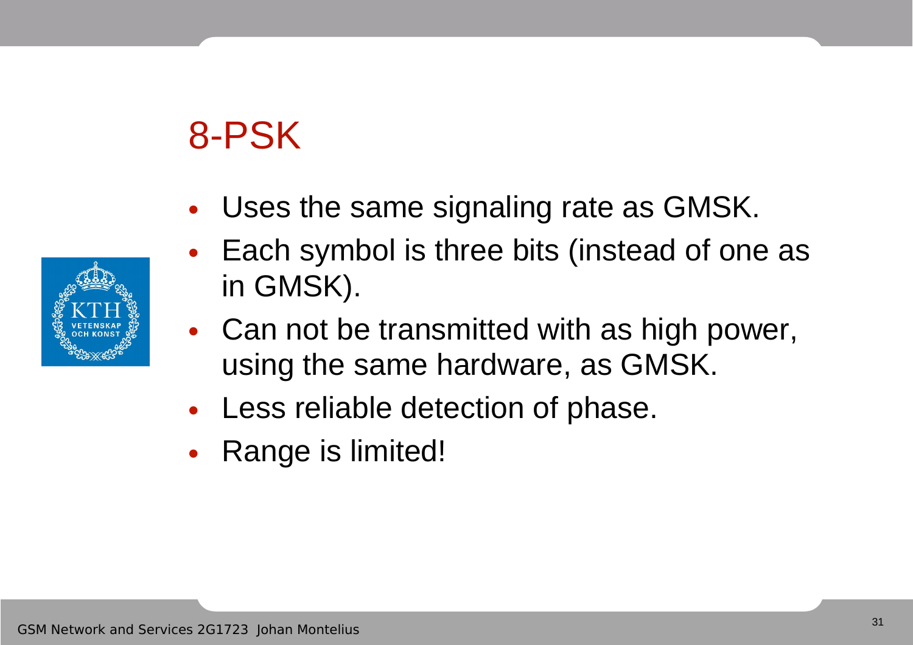# 8-PSK

- Uses the same signaling rate as GMSK.
- Each symbol is three bits (instead of one as in GMSK).
- Can not be transmitted with as high power, using the same hardware, as GMSK.
- Less reliable detection of phase.
- Range is limited!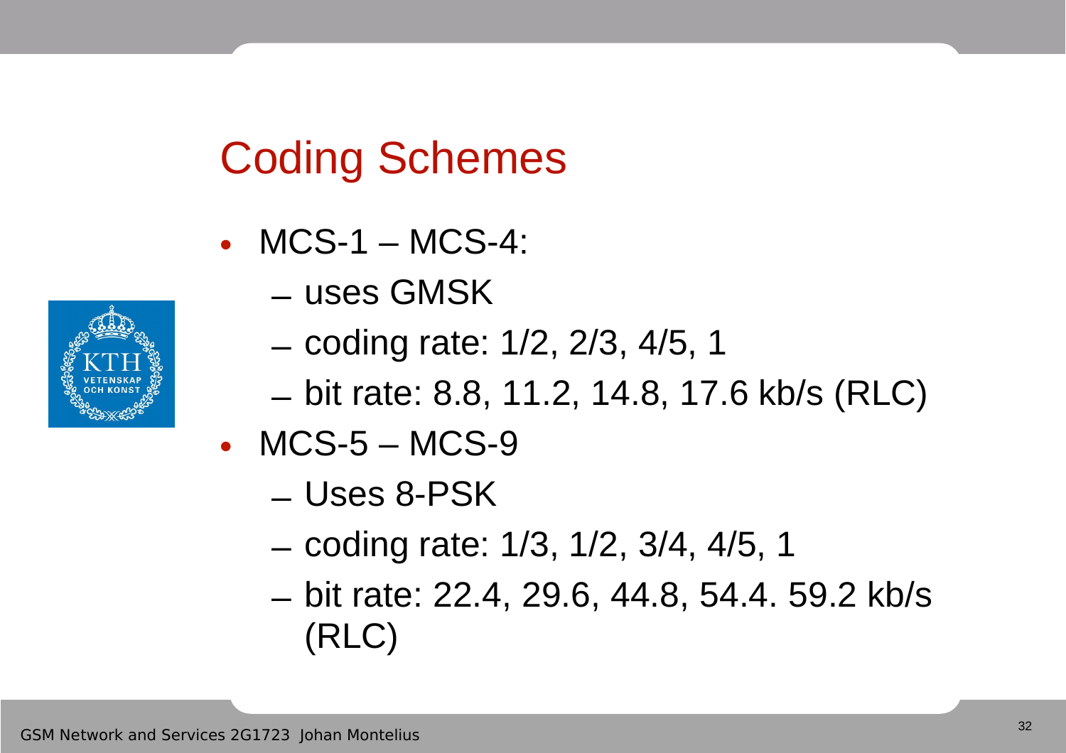# Coding Schemes

- MCS-1 – MCS-4:
  - uses GMSK
  - coding rate: 1/2, 2/3, 4/5, 1
  - bit rate: 8.8, 11.2, 14.8, 17.6 kb/s (RLC)
- MCS-5 – MCS-9
  - Uses 8-PSK
  - coding rate: 1/3, 1/2, 3/4, 4/5, 1
  - bit rate: 22.4, 29.6, 44.8, 54.4. 59.2 kb/s (RLC)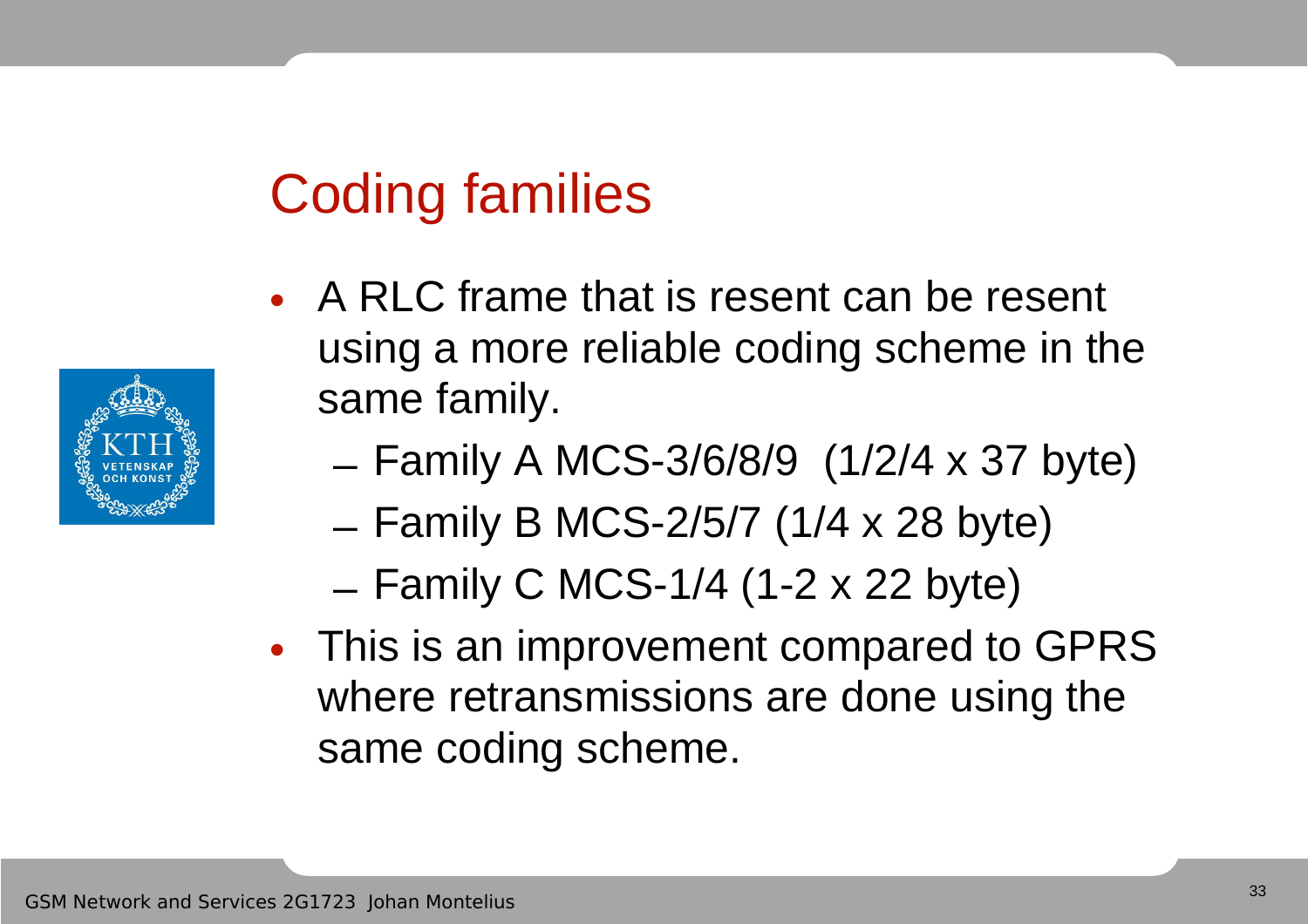# Coding families

- A RLC frame that is resent can be resent using a more reliable coding scheme in the same family.
  - Family A MCS-3/6/8/9 (1/2/4 x 37 byte)
  - Family B MCS-2/5/7 (1/4 x 28 byte)
  - Family C MCS-1/4 (1-2 x 22 byte)
- This is an improvement compared to GPRS where retransmissions are done using the same coding scheme.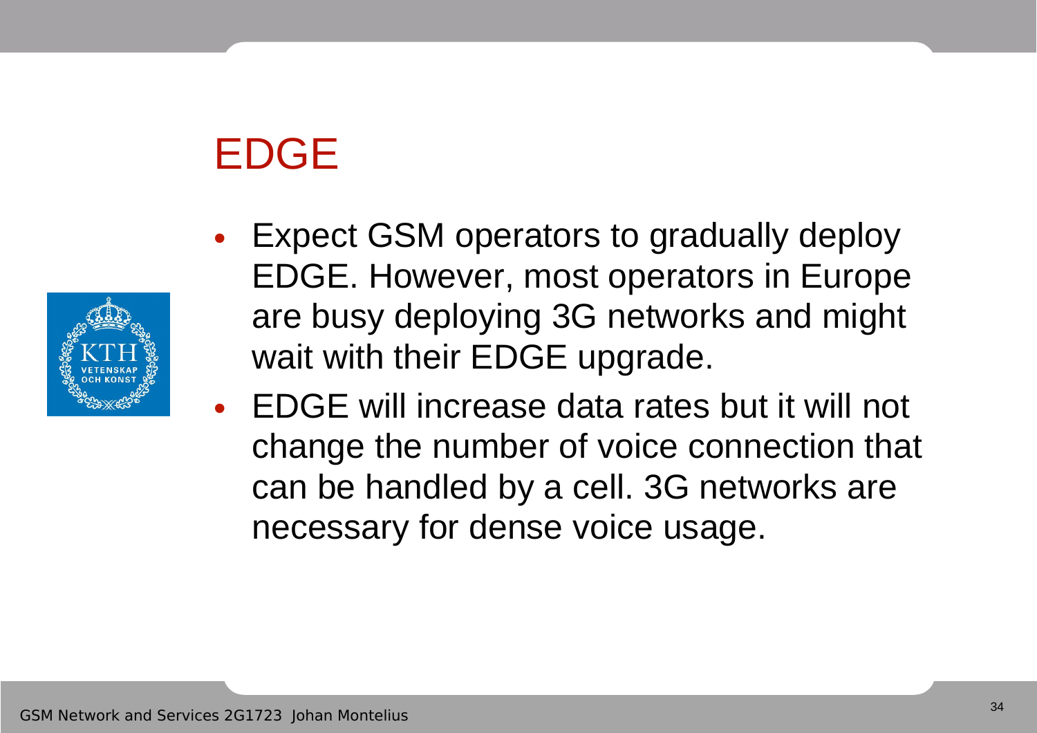# EDGE

- Expect GSM operators to gradually deploy EDGE. However, most operators in Europe are busy deploying 3G networks and might wait with their EDGE upgrade.
- EDGE will increase data rates but it will not change the number of voice connection that can be handled by a cell. 3G networks are necessary for dense voice usage.